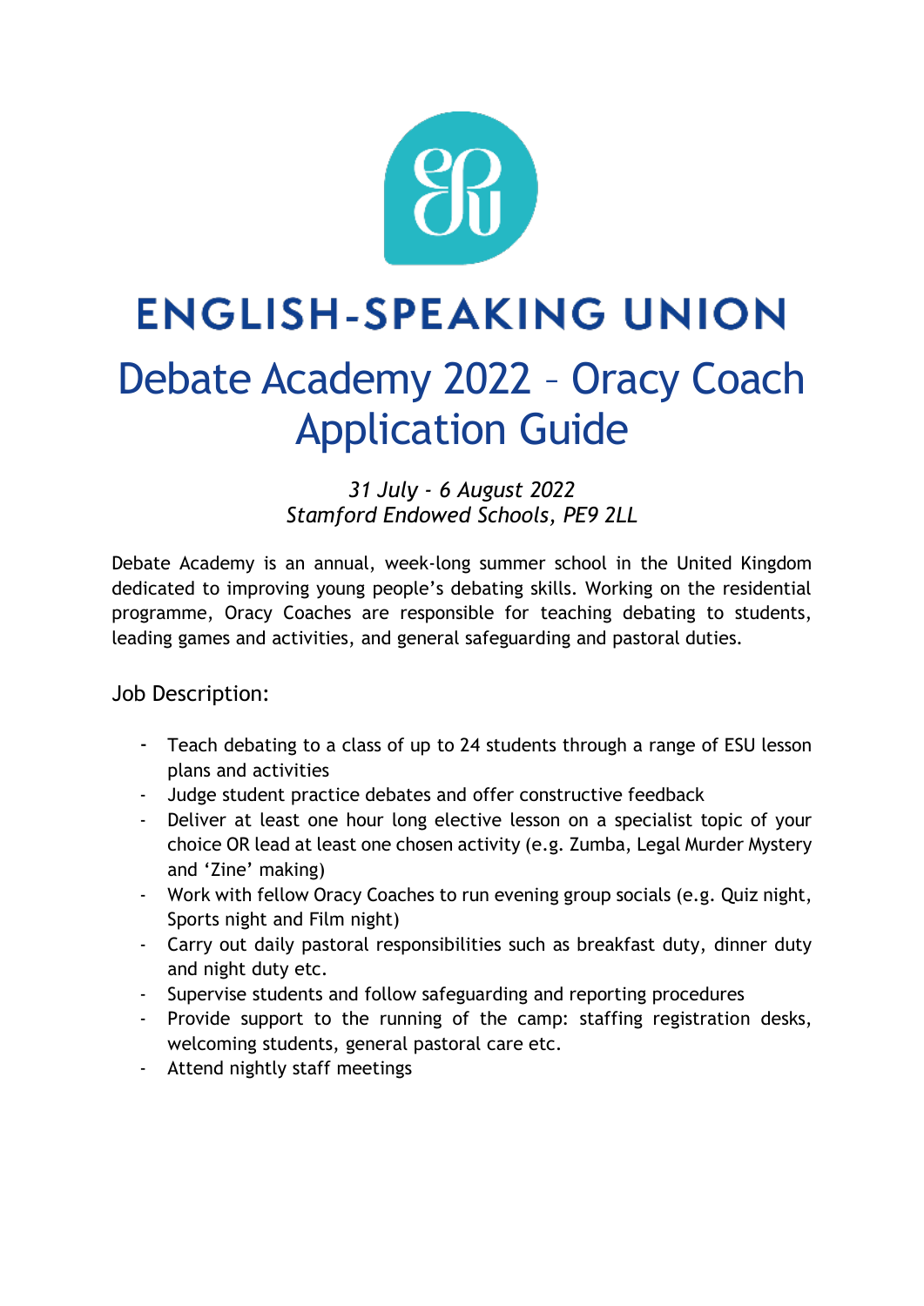# ENGLISH-SPEAKING UNION

# Debate Academy 2022 – Oracy Coach Application Guide

*31 July - 6 August 2022*
*Stamford Endowed Schools, PE9 2LL*

Debate Academy is an annual, week-long summer school in the United Kingdom dedicated to improving young people's debating skills. Working on the residential programme, Oracy Coaches are responsible for teaching debating to students, leading games and activities, and general safeguarding and pastoral duties.

## Job Description:

- Teach debating to a class of up to 24 students through a range of ESU lesson plans and activities
- Judge student practice debates and offer constructive feedback
- Deliver at least one hour long elective lesson on a specialist topic of your choice OR lead at least one chosen activity (e.g. Zumba, Legal Murder Mystery and 'Zine' making)
- Work with fellow Oracy Coaches to run evening group socials (e.g. Quiz night, Sports night and Film night)
- Carry out daily pastoral responsibilities such as breakfast duty, dinner duty and night duty etc.
- Supervise students and follow safeguarding and reporting procedures
- Provide support to the running of the camp: staffing registration desks, welcoming students, general pastoral care etc.
- Attend nightly staff meetings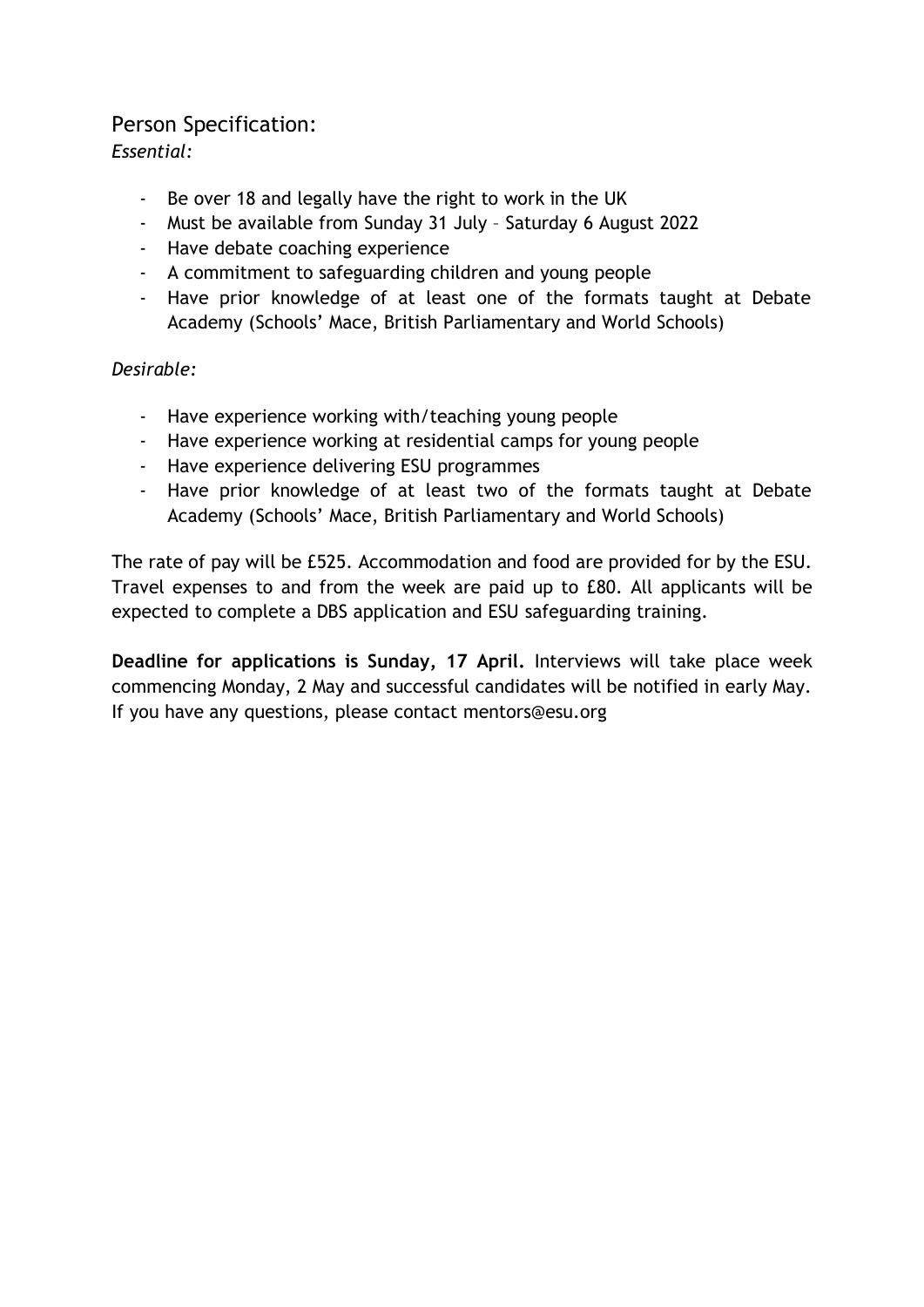## Person Specification:

*Essential:*

- Be over 18 and legally have the right to work in the UK
- Must be available from Sunday 31 July – Saturday 6 August 2022
- Have debate coaching experience
- A commitment to safeguarding children and young people
- Have prior knowledge of at least one of the formats taught at Debate Academy (Schools' Mace, British Parliamentary and World Schools)

*Desirable:*

- Have experience working with/teaching young people
- Have experience working at residential camps for young people
- Have experience delivering ESU programmes
- Have prior knowledge of at least two of the formats taught at Debate Academy (Schools' Mace, British Parliamentary and World Schools)

The rate of pay will be £525. Accommodation and food are provided for by the ESU. Travel expenses to and from the week are paid up to £80. All applicants will be expected to complete a DBS application and ESU safeguarding training.

**Deadline for applications is Sunday, 17 April.** Interviews will take place week commencing Monday, 2 May and successful candidates will be notified in early May. If you have any questions, please contact mentors@esu.org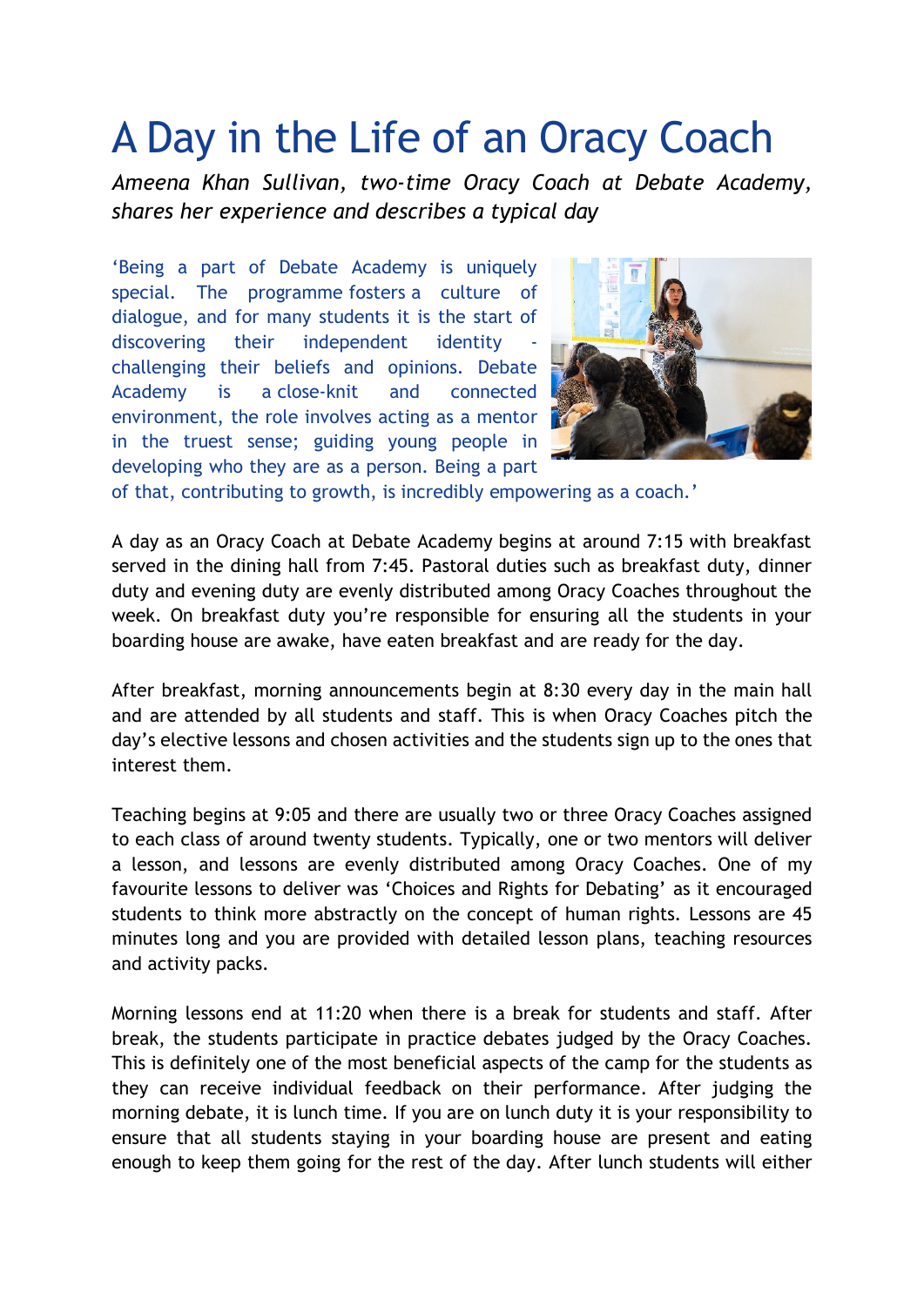# A Day in the Life of an Oracy Coach

*Ameena Khan Sullivan, two-time Oracy Coach at Debate Academy, shares her experience and describes a typical day*

'Being a part of Debate Academy is uniquely special. The programme fosters a culture of dialogue, and for many students it is the start of discovering their independent identity - challenging their beliefs and opinions. Debate Academy is a close-knit and connected environment, the role involves acting as a mentor in the truest sense; guiding young people in developing who they are as a person. Being a part of that, contributing to growth, is incredibly empowering as a coach.'

A day as an Oracy Coach at Debate Academy begins at around 7:15 with breakfast served in the dining hall from 7:45. Pastoral duties such as breakfast duty, dinner duty and evening duty are evenly distributed among Oracy Coaches throughout the week. On breakfast duty you're responsible for ensuring all the students in your boarding house are awake, have eaten breakfast and are ready for the day.

After breakfast, morning announcements begin at 8:30 every day in the main hall and are attended by all students and staff. This is when Oracy Coaches pitch the day's elective lessons and chosen activities and the students sign up to the ones that interest them.

Teaching begins at 9:05 and there are usually two or three Oracy Coaches assigned to each class of around twenty students. Typically, one or two mentors will deliver a lesson, and lessons are evenly distributed among Oracy Coaches. One of my favourite lessons to deliver was 'Choices and Rights for Debating' as it encouraged students to think more abstractly on the concept of human rights. Lessons are 45 minutes long and you are provided with detailed lesson plans, teaching resources and activity packs.

Morning lessons end at 11:20 when there is a break for students and staff. After break, the students participate in practice debates judged by the Oracy Coaches. This is definitely one of the most beneficial aspects of the camp for the students as they can receive individual feedback on their performance. After judging the morning debate, it is lunch time. If you are on lunch duty it is your responsibility to ensure that all students staying in your boarding house are present and eating enough to keep them going for the rest of the day. After lunch students will either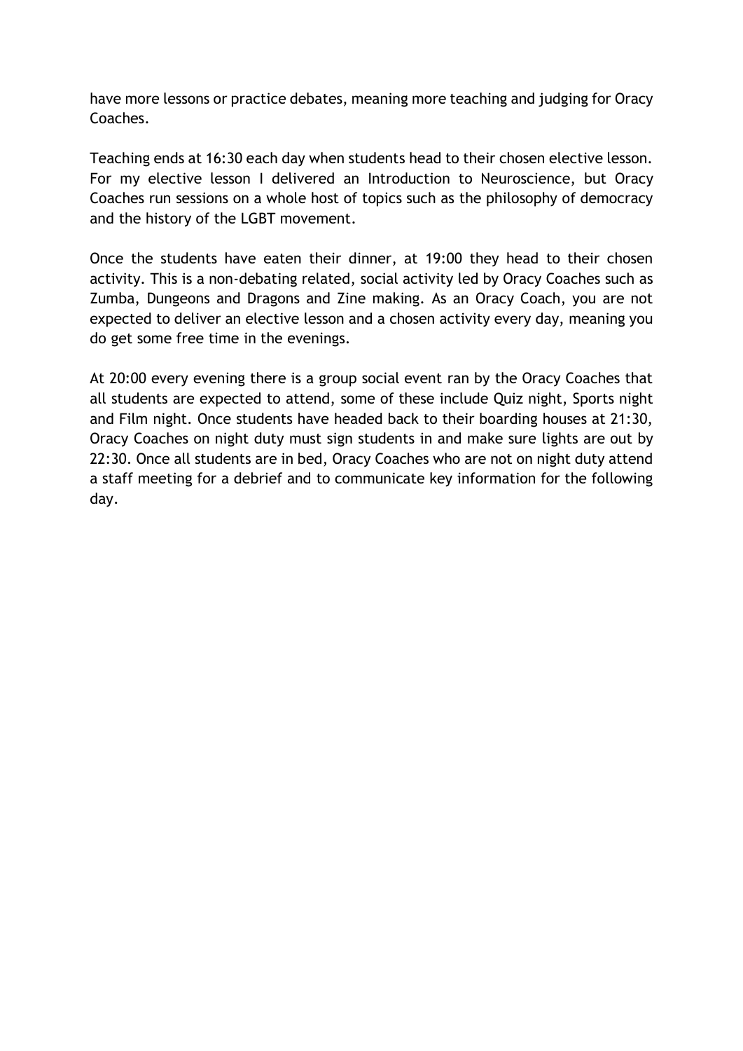have more lessons or practice debates, meaning more teaching and judging for Oracy Coaches.

Teaching ends at 16:30 each day when students head to their chosen elective lesson. For my elective lesson I delivered an Introduction to Neuroscience, but Oracy Coaches run sessions on a whole host of topics such as the philosophy of democracy and the history of the LGBT movement.

Once the students have eaten their dinner, at 19:00 they head to their chosen activity. This is a non-debating related, social activity led by Oracy Coaches such as Zumba, Dungeons and Dragons and Zine making. As an Oracy Coach, you are not expected to deliver an elective lesson and a chosen activity every day, meaning you do get some free time in the evenings.

At 20:00 every evening there is a group social event ran by the Oracy Coaches that all students are expected to attend, some of these include Quiz night, Sports night and Film night. Once students have headed back to their boarding houses at 21:30, Oracy Coaches on night duty must sign students in and make sure lights are out by 22:30. Once all students are in bed, Oracy Coaches who are not on night duty attend a staff meeting for a debrief and to communicate key information for the following day.